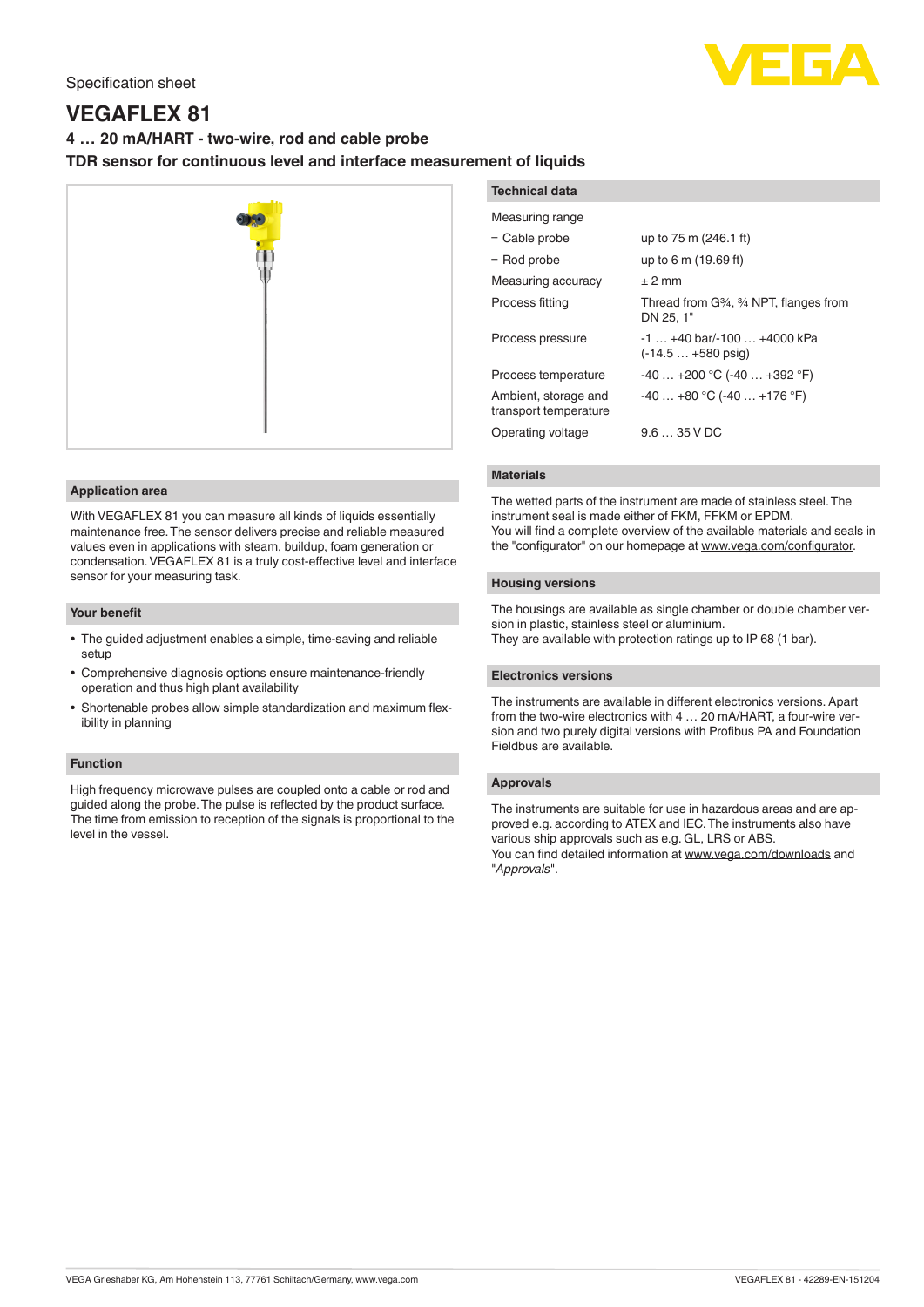Specification sheet

# VEGAFLEX 81

### 4 … 20 mA/HART - two-wire, rod and cable probe

### TDR sensor for continuous level and interface measurement of liquids

## Application area

With VEGAFLEX 81 you can measure all kinds of liquids essentially maintenance free. The sensor delivers precise and reliable measured values even in applications with steam, buildup, foam generation or condensation. VEGAFLEX 81 is a truly cost-effective level and interface sensor for your measuring task.

## Your benefit

- The guided adjustment enables a simple, time-saving and reliable setup
- Comprehensive diagnosis options ensure maintenance-friendly operation and thus high plant availability
- Shortenable probes allow simple standardization and maximum flexibility in planning

## Function

High frequency microwave pulses are coupled onto a cable or rod and guided along the probe. The pulse is reflected by the product surface. The time from emission to reception of the signals is proportional to the level in the vessel.

## Technical data

| | |
|---|---|
| Measuring range | |
| − Cable probe | up to 75 m (246.1 ft) |
| − Rod probe | up to 6 m (19.69 ft) |
| Measuring accuracy | ± 2 mm |
| Process fitting | Thread from G¾, ¾ NPT, flanges from DN 25, 1" |
| Process pressure | -1 … +40 bar/-100 … +4000 kPa (-14.5 … +580 psig) |
| Process temperature | -40 … +200 °C (-40 … +392 °F) |
| Ambient, storage and transport temperature | -40 … +80 °C (-40 … +176 °F) |
| Operating voltage | 9.6 … 35 V DC |

## Materials

The wetted parts of the instrument are made of stainless steel. The instrument seal is made either of FKM, FFKM or EPDM.
You will find a complete overview of the available materials and seals in the "configurator" on our homepage at www.vega.com/configurator.

## Housing versions

The housings are available as single chamber or double chamber version in plastic, stainless steel or aluminium.
They are available with protection ratings up to IP 68 (1 bar).

## Electronics versions

The instruments are available in different electronics versions. Apart from the two-wire electronics with 4 … 20 mA/HART, a four-wire version and two purely digital versions with Profibus PA and Foundation Fieldbus are available.

## Approvals

The instruments are suitable for use in hazardous areas and are approved e.g. according to ATEX and IEC. The instruments also have various ship approvals such as e.g. GL, LRS or ABS.
You can find detailed information at www.vega.com/downloads and "*Approvals*".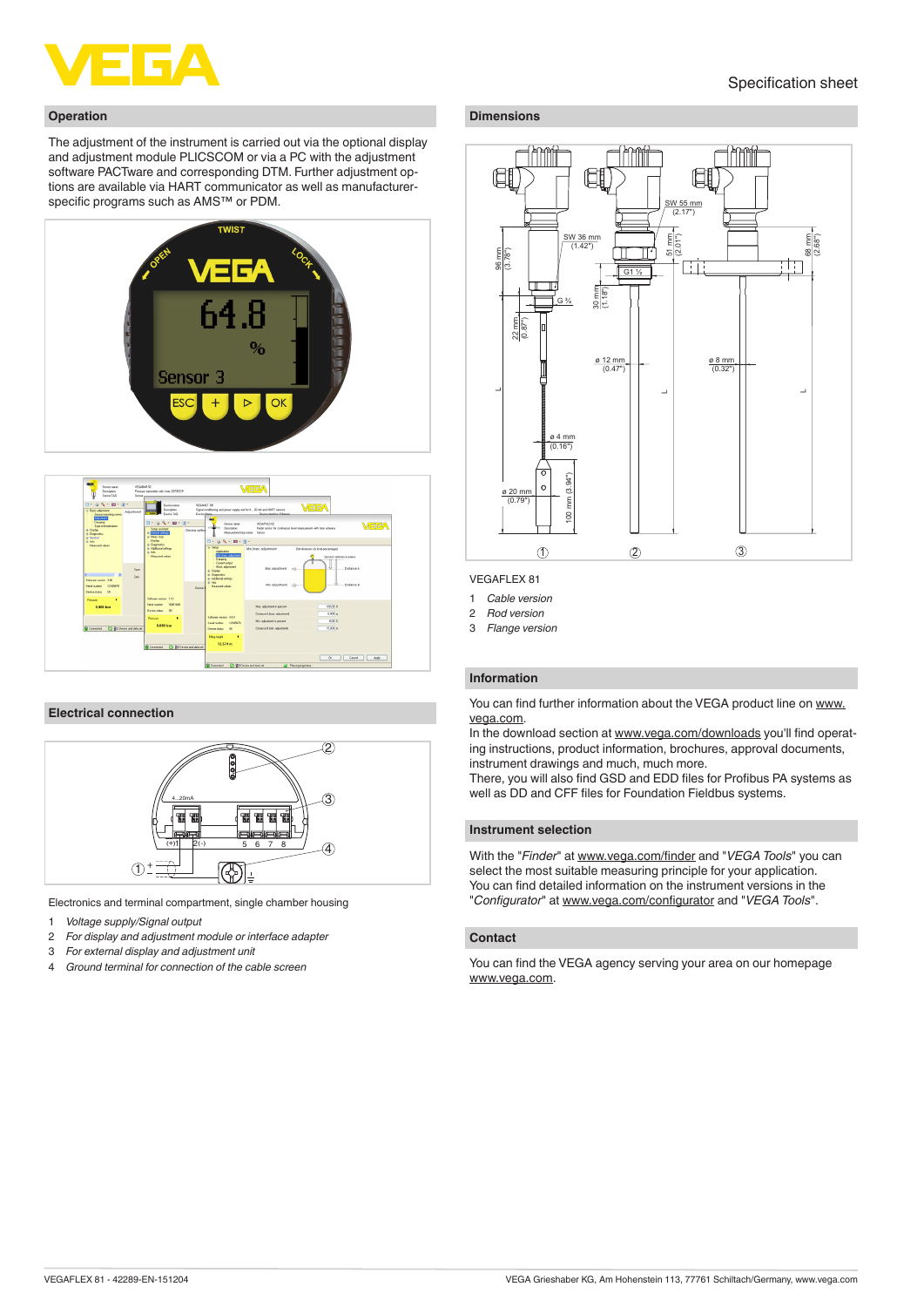## Operation

The adjustment of the instrument is carried out via the optional display and adjustment module PLICSCOM or via a PC with the adjustment software PACTware and corresponding DTM. Further adjustment options are available via HART communicator as well as manufacturer-specific programs such as AMS™ or PDM.

## Electrical connection

Electronics and terminal compartment, single chamber housing

1. *Voltage supply/Signal output*
2. *For display and adjustment module or interface adapter*
3. *For external display and adjustment unit*
4. *Ground terminal for connection of the cable screen*

## Dimensions

VEGAFLEX 81

1. *Cable version*
2. *Rod version*
3. *Flange version*

## Information

You can find further information about the VEGA product line on www.vega.com.
In the download section at www.vega.com/downloads you'll find operating instructions, product information, brochures, approval documents, instrument drawings and much, much more.
There, you will also find GSD and EDD files for Profibus PA systems as well as DD and CFF files for Foundation Fieldbus systems.

## Instrument selection

With the "*Finder*" at www.vega.com/finder and "*VEGA Tools*" you can select the most suitable measuring principle for your application.
You can find detailed information on the instrument versions in the "*Configurator*" at www.vega.com/configurator and "*VEGA Tools*".

## Contact

You can find the VEGA agency serving your area on our homepage www.vega.com.